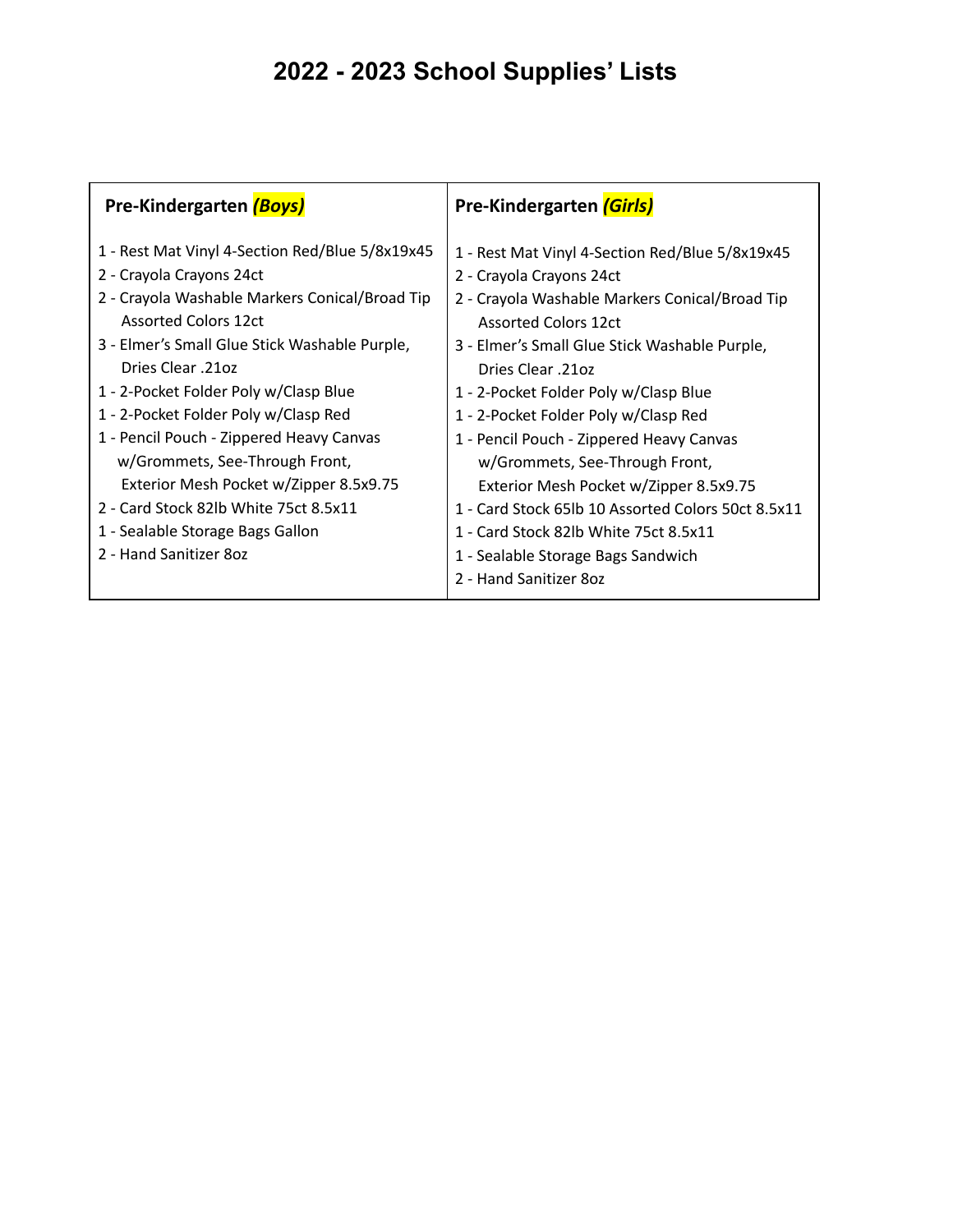# 2022 - 2023 School Supplies' Lists

| **Pre-Kindergarten *(Boys)*** | **Pre-Kindergarten *(Girls)*** |
| --- | --- |
| 1 - Rest Mat Vinyl 4-Section Red/Blue 5/8x19x45<br>2 - Crayola Crayons 24ct<br>2 - Crayola Washable Markers Conical/Broad Tip Assorted Colors 12ct<br>3 - Elmer's Small Glue Stick Washable Purple, Dries Clear .21oz<br>1 - 2-Pocket Folder Poly w/Clasp Blue<br>1 - 2-Pocket Folder Poly w/Clasp Red<br>1 - Pencil Pouch - Zippered Heavy Canvas w/Grommets, See-Through Front, Exterior Mesh Pocket w/Zipper 8.5x9.75<br>2 - Card Stock 82lb White 75ct 8.5x11<br>1 - Sealable Storage Bags Gallon<br>2 - Hand Sanitizer 8oz | 1 - Rest Mat Vinyl 4-Section Red/Blue 5/8x19x45<br>2 - Crayola Crayons 24ct<br>2 - Crayola Washable Markers Conical/Broad Tip Assorted Colors 12ct<br>3 - Elmer's Small Glue Stick Washable Purple, Dries Clear .21oz<br>1 - 2-Pocket Folder Poly w/Clasp Blue<br>1 - 2-Pocket Folder Poly w/Clasp Red<br>1 - Pencil Pouch - Zippered Heavy Canvas w/Grommets, See-Through Front, Exterior Mesh Pocket w/Zipper 8.5x9.75<br>1 - Card Stock 65lb 10 Assorted Colors 50ct 8.5x11<br>1 - Card Stock 82lb White 75ct 8.5x11<br>1 - Sealable Storage Bags Sandwich<br>2 - Hand Sanitizer 8oz |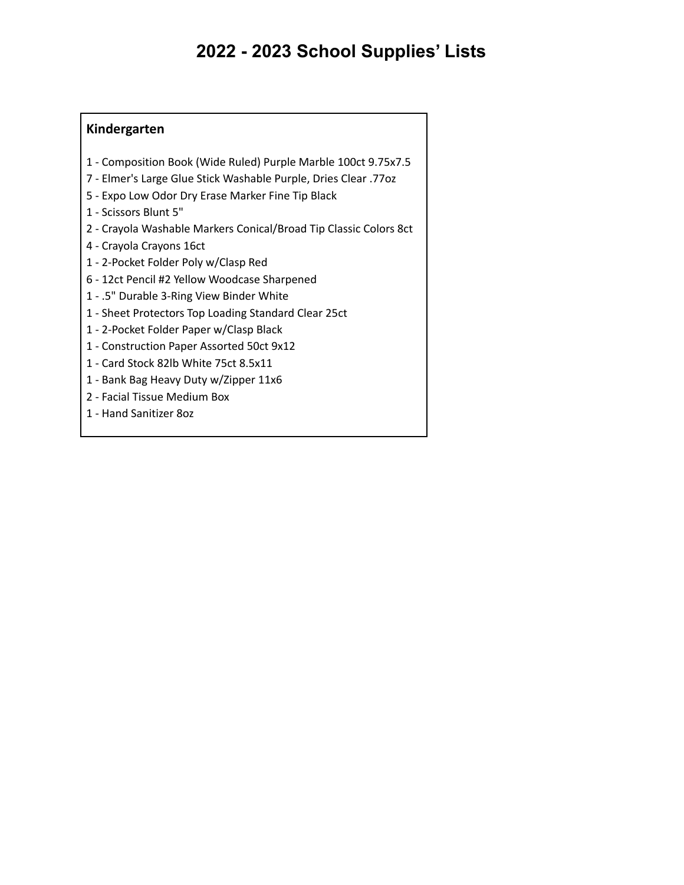# 2022 - 2023 School Supplies' Lists

## Kindergarten

1 - Composition Book (Wide Ruled) Purple Marble 100ct 9.75x7.5
7 - Elmer's Large Glue Stick Washable Purple, Dries Clear .77oz
5 - Expo Low Odor Dry Erase Marker Fine Tip Black
1 - Scissors Blunt 5"
2 - Crayola Washable Markers Conical/Broad Tip Classic Colors 8ct
4 - Crayola Crayons 16ct
1 - 2-Pocket Folder Poly w/Clasp Red
6 - 12ct Pencil #2 Yellow Woodcase Sharpened
1 - .5" Durable 3-Ring View Binder White
1 - Sheet Protectors Top Loading Standard Clear 25ct
1 - 2-Pocket Folder Paper w/Clasp Black
1 - Construction Paper Assorted 50ct 9x12
1 - Card Stock 82lb White 75ct 8.5x11
1 - Bank Bag Heavy Duty w/Zipper 11x6
2 - Facial Tissue Medium Box
1 - Hand Sanitizer 8oz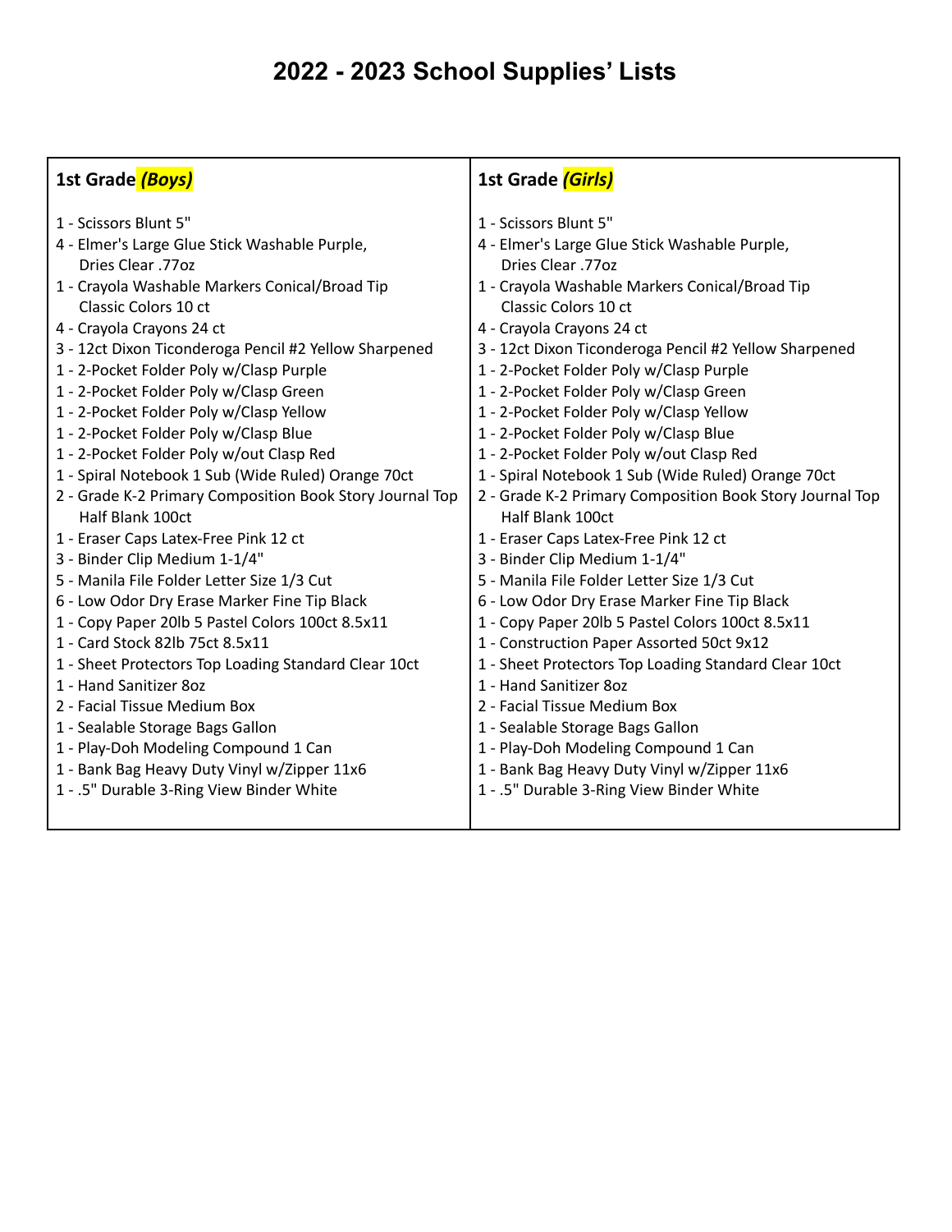# 2022 - 2023 School Supplies' Lists

## 1st Grade *(Boys)*

1 - Scissors Blunt 5"
4 - Elmer's Large Glue Stick Washable Purple, Dries Clear .77oz
1 - Crayola Washable Markers Conical/Broad Tip Classic Colors 10 ct
4 - Crayola Crayons 24 ct
3 - 12ct Dixon Ticonderoga Pencil #2 Yellow Sharpened
1 - 2-Pocket Folder Poly w/Clasp Purple
1 - 2-Pocket Folder Poly w/Clasp Green
1 - 2-Pocket Folder Poly w/Clasp Yellow
1 - 2-Pocket Folder Poly w/Clasp Blue
1 - 2-Pocket Folder Poly w/out Clasp Red
1 - Spiral Notebook 1 Sub (Wide Ruled) Orange 70ct
2 - Grade K-2 Primary Composition Book Story Journal Top Half Blank 100ct
1 - Eraser Caps Latex-Free Pink 12 ct
3 - Binder Clip Medium 1-1/4"
5 - Manila File Folder Letter Size 1/3 Cut
6 - Low Odor Dry Erase Marker Fine Tip Black
1 - Copy Paper 20lb 5 Pastel Colors 100ct 8.5x11
1 - Card Stock 82lb 75ct 8.5x11
1 - Sheet Protectors Top Loading Standard Clear 10ct
1 - Hand Sanitizer 8oz
2 - Facial Tissue Medium Box
1 - Sealable Storage Bags Gallon
1 - Play-Doh Modeling Compound 1 Can
1 - Bank Bag Heavy Duty Vinyl w/Zipper 11x6
1 - .5" Durable 3-Ring View Binder White

## 1st Grade *(Girls)*

1 - Scissors Blunt 5"
4 - Elmer's Large Glue Stick Washable Purple, Dries Clear .77oz
1 - Crayola Washable Markers Conical/Broad Tip Classic Colors 10 ct
4 - Crayola Crayons 24 ct
3 - 12ct Dixon Ticonderoga Pencil #2 Yellow Sharpened
1 - 2-Pocket Folder Poly w/Clasp Purple
1 - 2-Pocket Folder Poly w/Clasp Green
1 - 2-Pocket Folder Poly w/Clasp Yellow
1 - 2-Pocket Folder Poly w/Clasp Blue
1 - 2-Pocket Folder Poly w/out Clasp Red
1 - Spiral Notebook 1 Sub (Wide Ruled) Orange 70ct
2 - Grade K-2 Primary Composition Book Story Journal Top Half Blank 100ct
1 - Eraser Caps Latex-Free Pink 12 ct
3 - Binder Clip Medium 1-1/4"
5 - Manila File Folder Letter Size 1/3 Cut
6 - Low Odor Dry Erase Marker Fine Tip Black
1 - Copy Paper 20lb 5 Pastel Colors 100ct 8.5x11
1 - Construction Paper Assorted 50ct 9x12
1 - Sheet Protectors Top Loading Standard Clear 10ct
1 - Hand Sanitizer 8oz
2 - Facial Tissue Medium Box
1 - Sealable Storage Bags Gallon
1 - Play-Doh Modeling Compound 1 Can
1 - Bank Bag Heavy Duty Vinyl w/Zipper 11x6
1 - .5" Durable 3-Ring View Binder White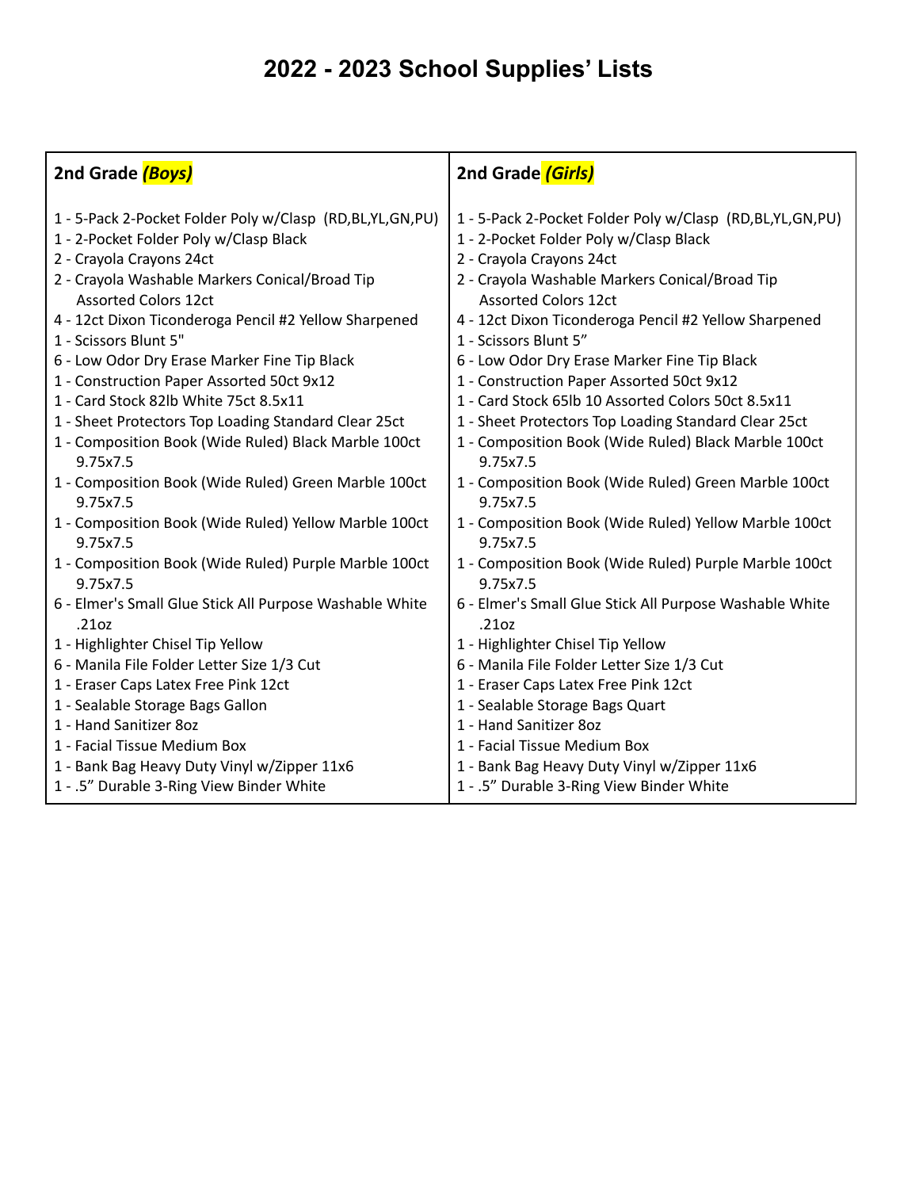# 2022 - 2023 School Supplies' Lists

| 2nd Grade ***(Boys)*** | 2nd Grade ***(Girls)*** |
|---|---|
| 1 - 5-Pack 2-Pocket Folder Poly w/Clasp (RD,BL,YL,GN,PU)<br>1 - 2-Pocket Folder Poly w/Clasp Black<br>2 - Crayola Crayons 24ct<br>2 - Crayola Washable Markers Conical/Broad Tip Assorted Colors 12ct<br>4 - 12ct Dixon Ticonderoga Pencil #2 Yellow Sharpened<br>1 - Scissors Blunt 5"<br>6 - Low Odor Dry Erase Marker Fine Tip Black<br>1 - Construction Paper Assorted 50ct 9x12<br>1 - Card Stock 82lb White 75ct 8.5x11<br>1 - Sheet Protectors Top Loading Standard Clear 25ct<br>1 - Composition Book (Wide Ruled) Black Marble 100ct 9.75x7.5<br>1 - Composition Book (Wide Ruled) Green Marble 100ct 9.75x7.5<br>1 - Composition Book (Wide Ruled) Yellow Marble 100ct 9.75x7.5<br>1 - Composition Book (Wide Ruled) Purple Marble 100ct 9.75x7.5<br>6 - Elmer's Small Glue Stick All Purpose Washable White .21oz<br>1 - Highlighter Chisel Tip Yellow<br>6 - Manila File Folder Letter Size 1/3 Cut<br>1 - Eraser Caps Latex Free Pink 12ct<br>1 - Sealable Storage Bags Gallon<br>1 - Hand Sanitizer 8oz<br>1 - Facial Tissue Medium Box<br>1 - Bank Bag Heavy Duty Vinyl w/Zipper 11x6<br>1 - .5" Durable 3-Ring View Binder White | 1 - 5-Pack 2-Pocket Folder Poly w/Clasp (RD,BL,YL,GN,PU)<br>1 - 2-Pocket Folder Poly w/Clasp Black<br>2 - Crayola Crayons 24ct<br>2 - Crayola Washable Markers Conical/Broad Tip Assorted Colors 12ct<br>4 - 12ct Dixon Ticonderoga Pencil #2 Yellow Sharpened<br>1 - Scissors Blunt 5"<br>6 - Low Odor Dry Erase Marker Fine Tip Black<br>1 - Construction Paper Assorted 50ct 9x12<br>1 - Card Stock 65lb 10 Assorted Colors 50ct 8.5x11<br>1 - Sheet Protectors Top Loading Standard Clear 25ct<br>1 - Composition Book (Wide Ruled) Black Marble 100ct 9.75x7.5<br>1 - Composition Book (Wide Ruled) Green Marble 100ct 9.75x7.5<br>1 - Composition Book (Wide Ruled) Yellow Marble 100ct 9.75x7.5<br>1 - Composition Book (Wide Ruled) Purple Marble 100ct 9.75x7.5<br>6 - Elmer's Small Glue Stick All Purpose Washable White .21oz<br>1 - Highlighter Chisel Tip Yellow<br>6 - Manila File Folder Letter Size 1/3 Cut<br>1 - Eraser Caps Latex Free Pink 12ct<br>1 - Sealable Storage Bags Quart<br>1 - Hand Sanitizer 8oz<br>1 - Facial Tissue Medium Box<br>1 - Bank Bag Heavy Duty Vinyl w/Zipper 11x6<br>1 - .5" Durable 3-Ring View Binder White |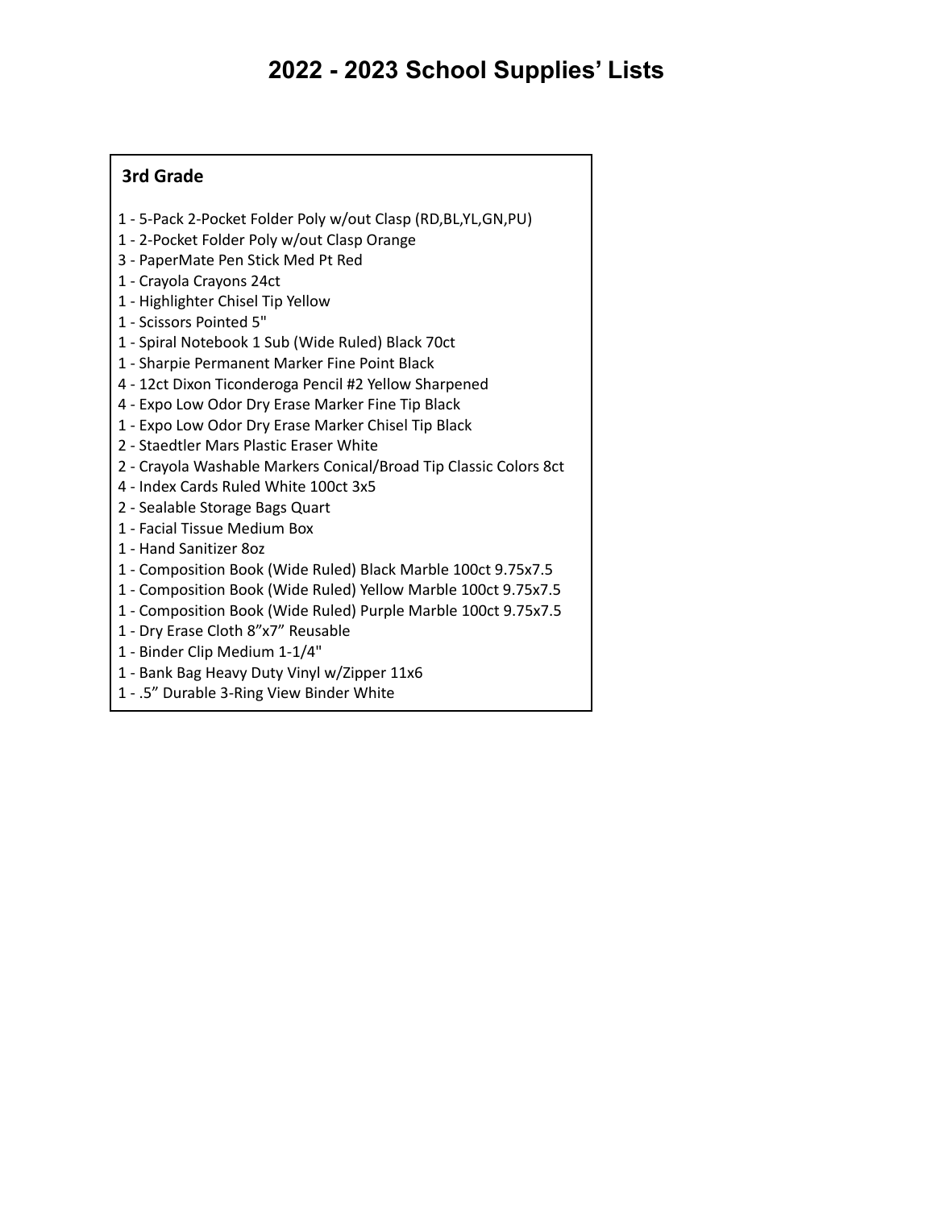# 2022 - 2023 School Supplies' Lists

## 3rd Grade

1 - 5-Pack 2-Pocket Folder Poly w/out Clasp (RD,BL,YL,GN,PU)
1 - 2-Pocket Folder Poly w/out Clasp Orange
3 - PaperMate Pen Stick Med Pt Red
1 - Crayola Crayons 24ct
1 - Highlighter Chisel Tip Yellow
1 - Scissors Pointed 5"
1 - Spiral Notebook 1 Sub (Wide Ruled) Black 70ct
1 - Sharpie Permanent Marker Fine Point Black
4 - 12ct Dixon Ticonderoga Pencil #2 Yellow Sharpened
4 - Expo Low Odor Dry Erase Marker Fine Tip Black
1 - Expo Low Odor Dry Erase Marker Chisel Tip Black
2 - Staedtler Mars Plastic Eraser White
2 - Crayola Washable Markers Conical/Broad Tip Classic Colors 8ct
4 - Index Cards Ruled White 100ct 3x5
2 - Sealable Storage Bags Quart
1 - Facial Tissue Medium Box
1 - Hand Sanitizer 8oz
1 - Composition Book (Wide Ruled) Black Marble 100ct 9.75x7.5
1 - Composition Book (Wide Ruled) Yellow Marble 100ct 9.75x7.5
1 - Composition Book (Wide Ruled) Purple Marble 100ct 9.75x7.5
1 - Dry Erase Cloth 8"x7" Reusable
1 - Binder Clip Medium 1-1/4"
1 - Bank Bag Heavy Duty Vinyl w/Zipper 11x6
1 - .5" Durable 3-Ring View Binder White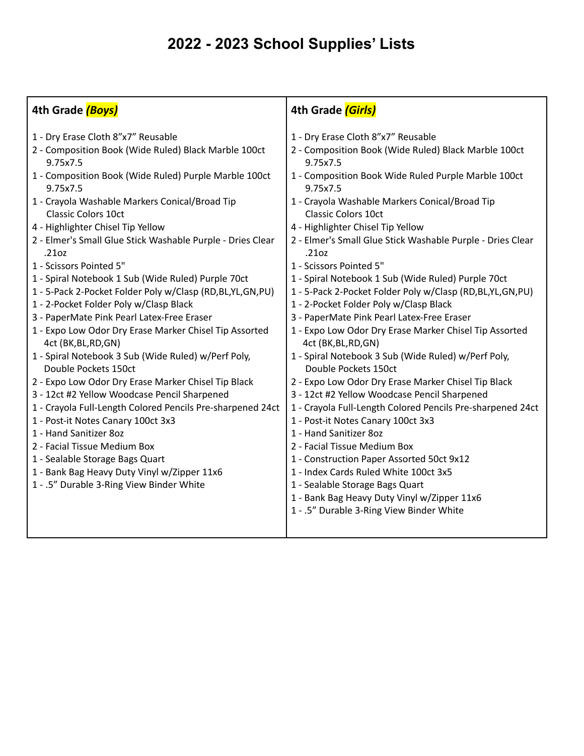# 2022 - 2023 School Supplies' Lists

## 4th Grade *(Boys)*

1 - Dry Erase Cloth 8"x7" Reusable
2 - Composition Book (Wide Ruled) Black Marble 100ct 9.75x7.5
1 - Composition Book (Wide Ruled) Purple Marble 100ct 9.75x7.5
1 - Crayola Washable Markers Conical/Broad Tip Classic Colors 10ct
4 - Highlighter Chisel Tip Yellow
2 - Elmer's Small Glue Stick Washable Purple - Dries Clear .21oz
1 - Scissors Pointed 5"
1 - Spiral Notebook 1 Sub (Wide Ruled) Purple 70ct
1 - 5-Pack 2-Pocket Folder Poly w/Clasp (RD,BL,YL,GN,PU)
1 - 2-Pocket Folder Poly w/Clasp Black
3 - PaperMate Pink Pearl Latex-Free Eraser
1 - Expo Low Odor Dry Erase Marker Chisel Tip Assorted 4ct (BK,BL,RD,GN)
1 - Spiral Notebook 3 Sub (Wide Ruled) w/Perf Poly, Double Pockets 150ct
2 - Expo Low Odor Dry Erase Marker Chisel Tip Black
3 - 12ct #2 Yellow Woodcase Pencil Sharpened
1 - Crayola Full-Length Colored Pencils Pre-sharpened 24ct
1 - Post-it Notes Canary 100ct 3x3
1 - Hand Sanitizer 8oz
2 - Facial Tissue Medium Box
1 - Sealable Storage Bags Quart
1 - Bank Bag Heavy Duty Vinyl w/Zipper 11x6
1 - .5" Durable 3-Ring View Binder White

## 4th Grade *(Girls)*

1 - Dry Erase Cloth 8"x7" Reusable
2 - Composition Book (Wide Ruled) Black Marble 100ct 9.75x7.5
1 - Composition Book Wide Ruled Purple Marble 100ct 9.75x7.5
1 - Crayola Washable Markers Conical/Broad Tip Classic Colors 10ct
4 - Highlighter Chisel Tip Yellow
2 - Elmer's Small Glue Stick Washable Purple - Dries Clear .21oz
1 - Scissors Pointed 5"
1 - Spiral Notebook 1 Sub (Wide Ruled) Purple 70ct
1 - 5-Pack 2-Pocket Folder Poly w/Clasp (RD,BL,YL,GN,PU)
1 - 2-Pocket Folder Poly w/Clasp Black
3 - PaperMate Pink Pearl Latex-Free Eraser
1 - Expo Low Odor Dry Erase Marker Chisel Tip Assorted 4ct (BK,BL,RD,GN)
1 - Spiral Notebook 3 Sub (Wide Ruled) w/Perf Poly, Double Pockets 150ct
2 - Expo Low Odor Dry Erase Marker Chisel Tip Black
3 - 12ct #2 Yellow Woodcase Pencil Sharpened
1 - Crayola Full-Length Colored Pencils Pre-sharpened 24ct
1 - Post-it Notes Canary 100ct 3x3
1 - Hand Sanitizer 8oz
2 - Facial Tissue Medium Box
1 - Construction Paper Assorted 50ct 9x12
1 - Index Cards Ruled White 100ct 3x5
1 - Sealable Storage Bags Quart
1 - Bank Bag Heavy Duty Vinyl w/Zipper 11x6
1 - .5" Durable 3-Ring View Binder White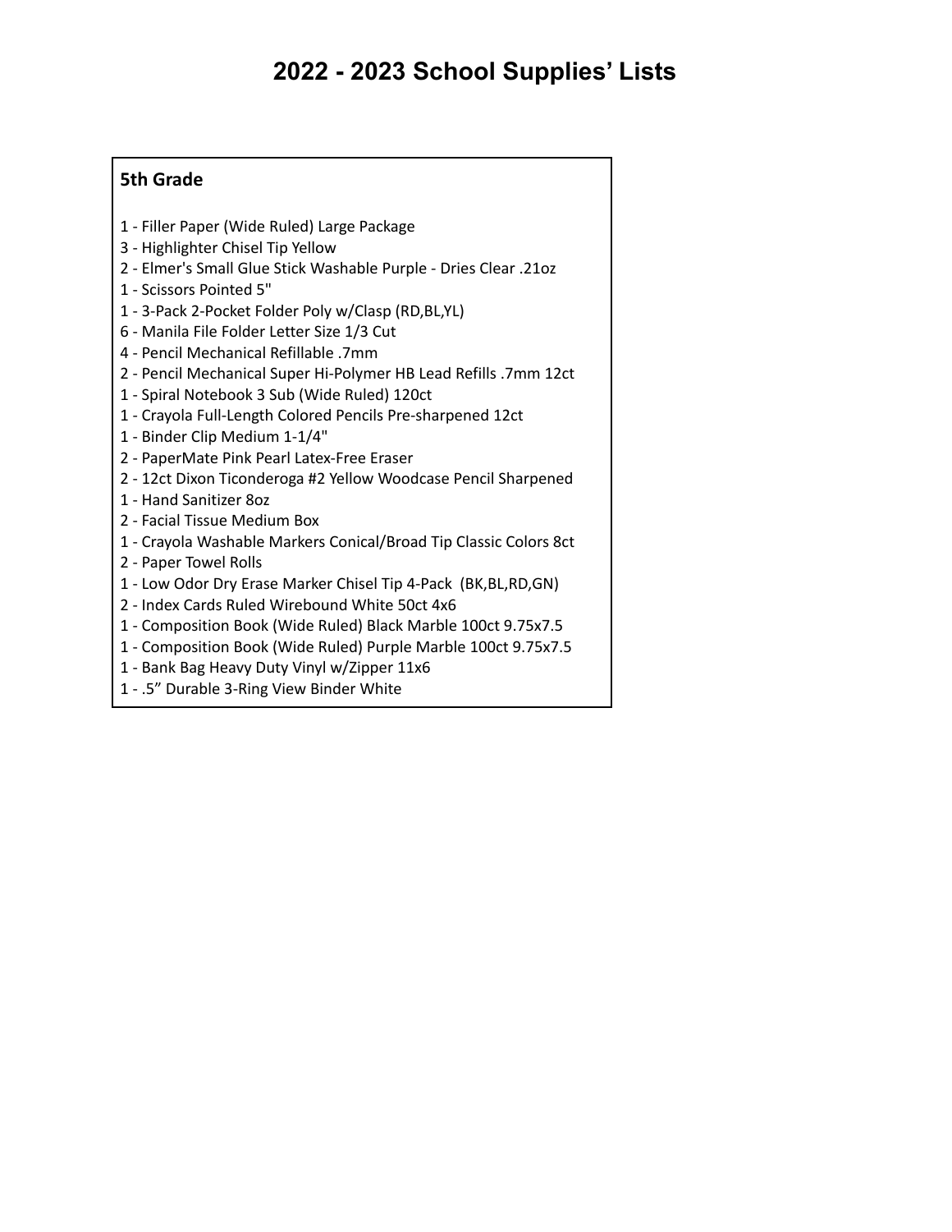# 2022 - 2023 School Supplies' Lists

## 5th Grade

1 - Filler Paper (Wide Ruled) Large Package
3 - Highlighter Chisel Tip Yellow
2 - Elmer's Small Glue Stick Washable Purple - Dries Clear .21oz
1 - Scissors Pointed 5"
1 - 3-Pack 2-Pocket Folder Poly w/Clasp (RD,BL,YL)
6 - Manila File Folder Letter Size 1/3 Cut
4 - Pencil Mechanical Refillable .7mm
2 - Pencil Mechanical Super Hi-Polymer HB Lead Refills .7mm 12ct
1 - Spiral Notebook 3 Sub (Wide Ruled) 120ct
1 - Crayola Full-Length Colored Pencils Pre-sharpened 12ct
1 - Binder Clip Medium 1-1/4"
2 - PaperMate Pink Pearl Latex-Free Eraser
2 - 12ct Dixon Ticonderoga #2 Yellow Woodcase Pencil Sharpened
1 - Hand Sanitizer 8oz
2 - Facial Tissue Medium Box
1 - Crayola Washable Markers Conical/Broad Tip Classic Colors 8ct
2 - Paper Towel Rolls
1 - Low Odor Dry Erase Marker Chisel Tip 4-Pack (BK,BL,RD,GN)
2 - Index Cards Ruled Wirebound White 50ct 4x6
1 - Composition Book (Wide Ruled) Black Marble 100ct 9.75x7.5
1 - Composition Book (Wide Ruled) Purple Marble 100ct 9.75x7.5
1 - Bank Bag Heavy Duty Vinyl w/Zipper 11x6
1 - .5" Durable 3-Ring View Binder White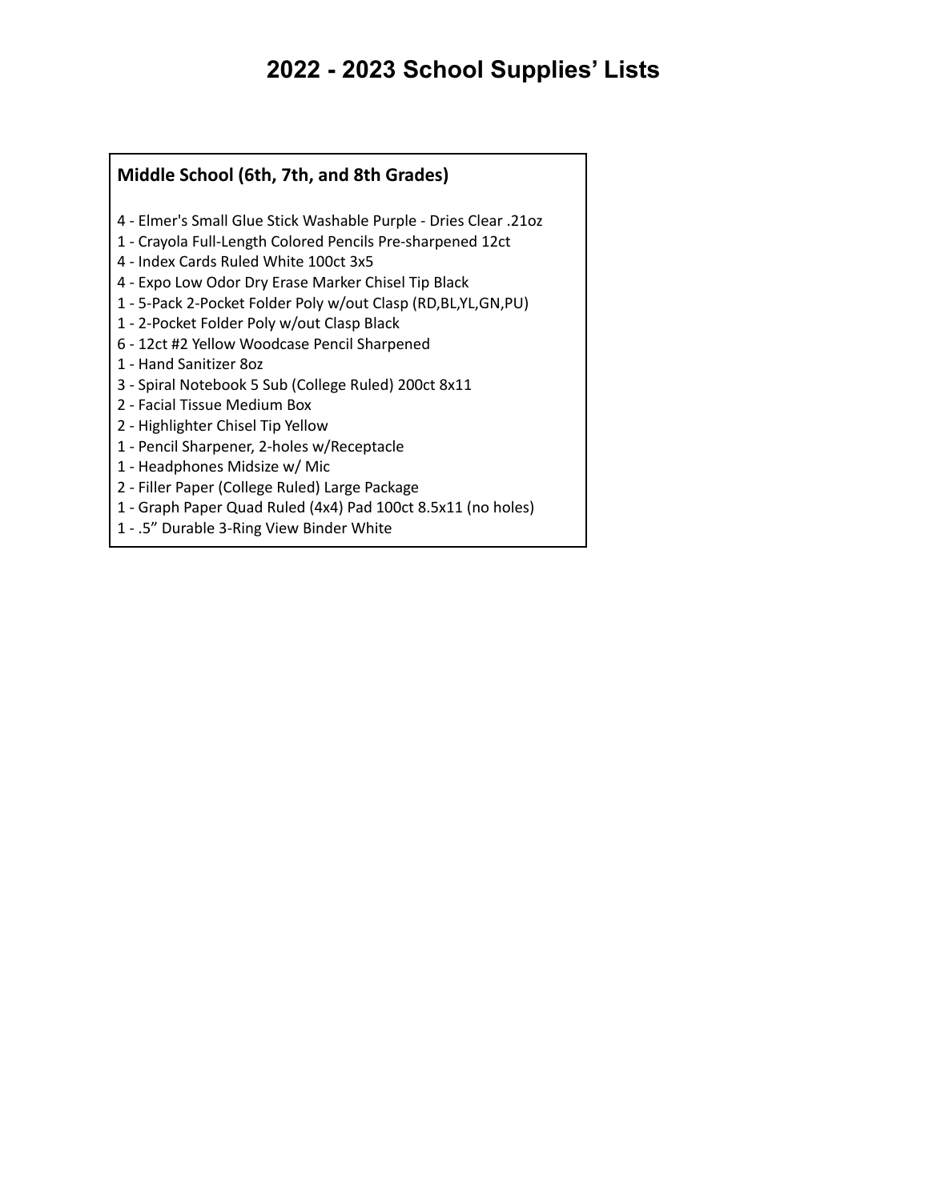# 2022 - 2023 School Supplies' Lists

## Middle School (6th, 7th, and 8th Grades)

4 - Elmer's Small Glue Stick Washable Purple - Dries Clear .21oz
1 - Crayola Full-Length Colored Pencils Pre-sharpened 12ct
4 - Index Cards Ruled White 100ct 3x5
4 - Expo Low Odor Dry Erase Marker Chisel Tip Black
1 - 5-Pack 2-Pocket Folder Poly w/out Clasp (RD,BL,YL,GN,PU)
1 - 2-Pocket Folder Poly w/out Clasp Black
6 - 12ct #2 Yellow Woodcase Pencil Sharpened
1 - Hand Sanitizer 8oz
3 - Spiral Notebook 5 Sub (College Ruled) 200ct 8x11
2 - Facial Tissue Medium Box
2 - Highlighter Chisel Tip Yellow
1 - Pencil Sharpener, 2-holes w/Receptacle
1 - Headphones Midsize w/ Mic
2 - Filler Paper (College Ruled) Large Package
1 - Graph Paper Quad Ruled (4x4) Pad 100ct 8.5x11 (no holes)
1 - .5" Durable 3-Ring View Binder White